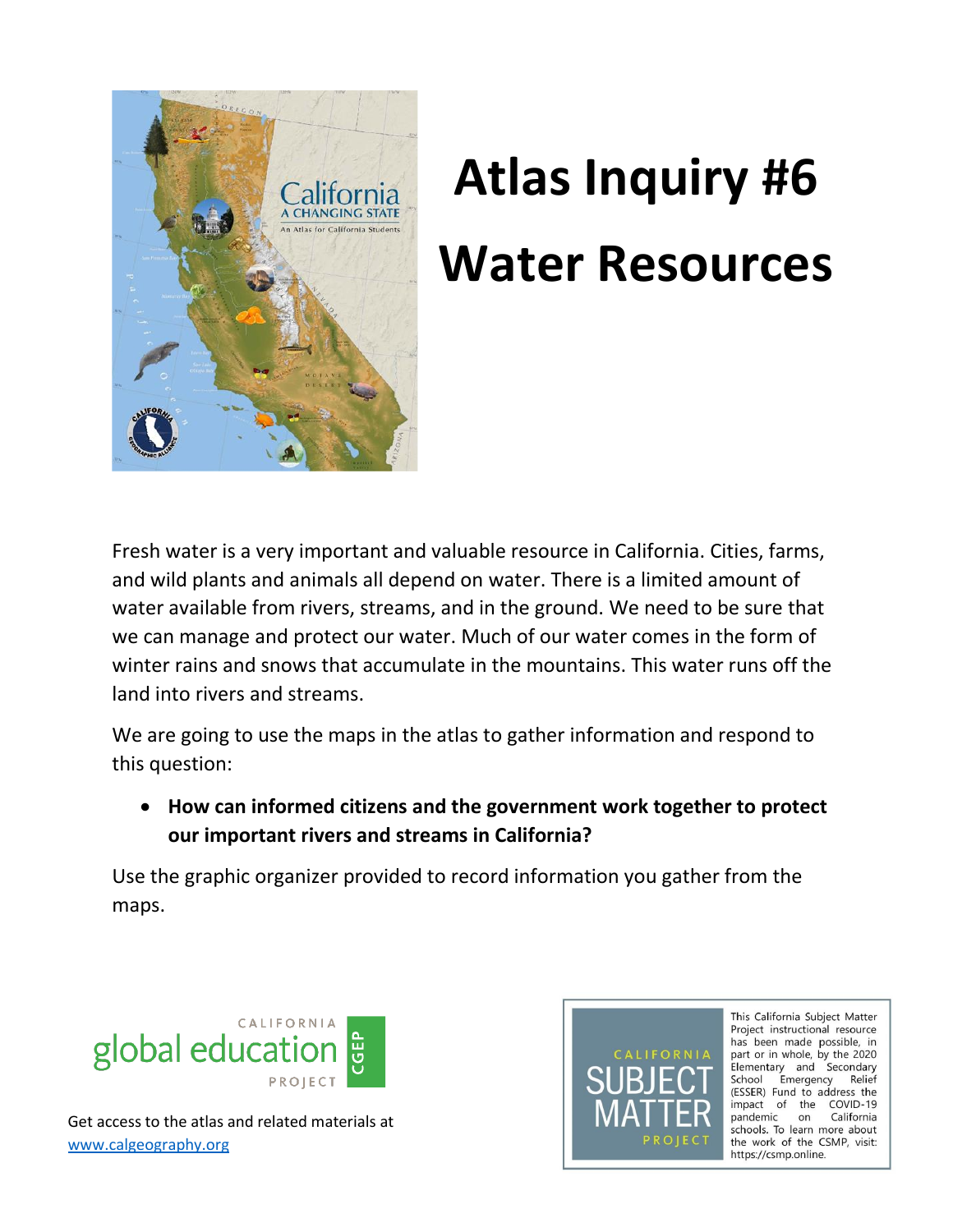# Atlas Inquiry #6

# Water Resources

Fresh water is a very important and valuable resource in California. Cities, farms, and wild plants and animals all depend on water. There is a limited amount of water available from rivers, streams, and in the ground. We need to be sure that we can manage and protect our water. Much of our water comes in the form of winter rains and snows that accumulate in the mountains. This water runs off the land into rivers and streams.

We are going to use the maps in the atlas to gather information and respond to this question:

- **How can informed citizens and the government work together to protect our important rivers and streams in California?**

Use the graphic organizer provided to record information you gather from the maps.

CALIFORNIA global education PROJECT CGEP

Get access to the atlas and related materials at [www.calgeography.org](http://www.calgeography.org)

CALIFORNIA SUBJECT MATTER PROJECT

This California Subject Matter Project instructional resource has been made possible, in part or in whole, by the 2020 Elementary and Secondary School Emergency Relief (ESSER) Fund to address the impact of the COVID-19 pandemic on California schools. To learn more about the work of the CSMP, visit: https://csmp.online.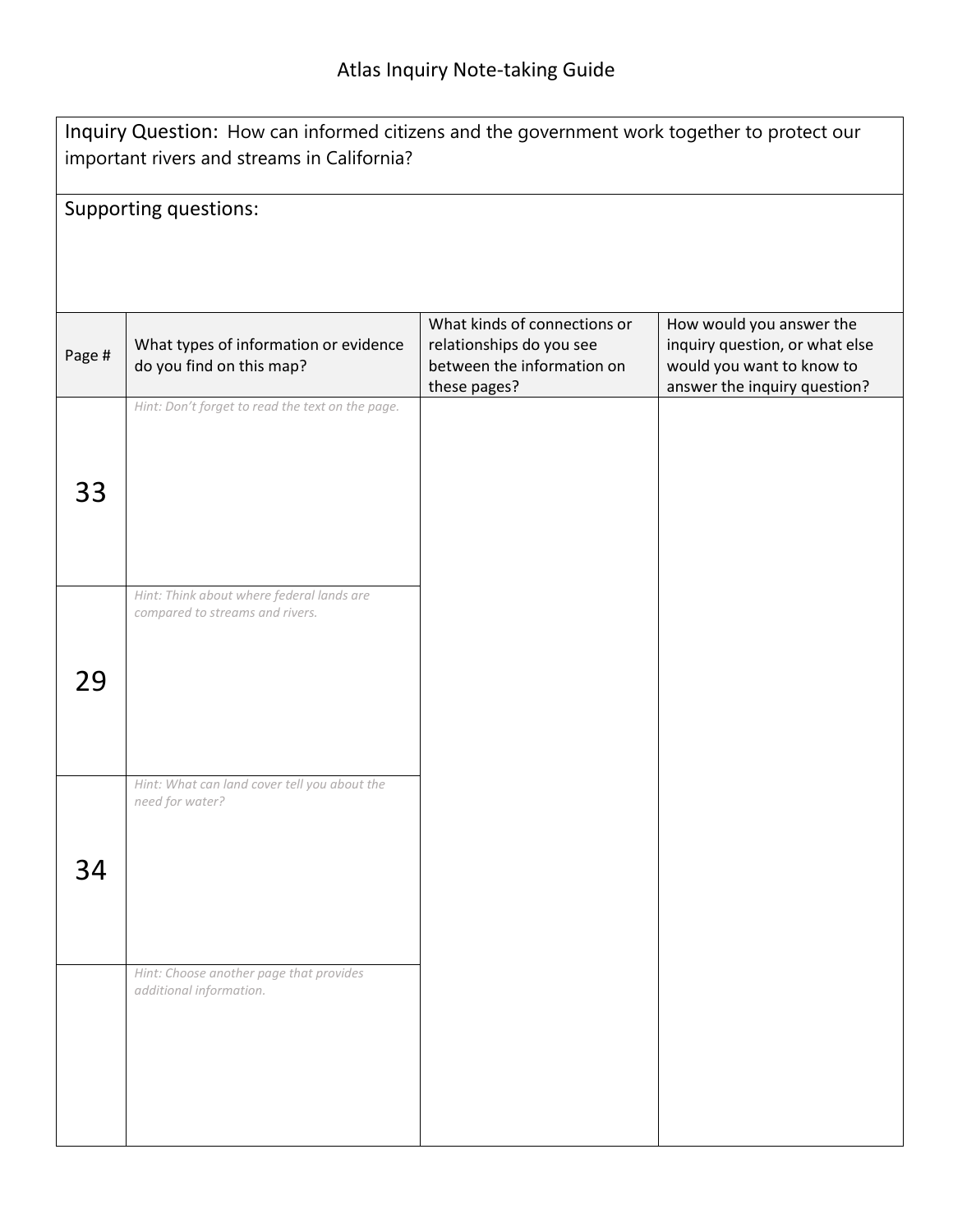# Atlas Inquiry Note-taking Guide

| Inquiry Question: How can informed citizens and the government work together to protect our important rivers and streams in California? | | | |
|---|---|---|---|
| Supporting questions: | | | |
| Page # | What types of information or evidence do you find on this map? | What kinds of connections or relationships do you see between the information on these pages? | How would you answer the inquiry question, or what else would you want to know to answer the inquiry question? |
| 33 | *Hint: Don't forget to read the text on the page.* | | |
| 29 | *Hint: Think about where federal lands are compared to streams and rivers.* | | |
| 34 | *Hint: What can land cover tell you about the need for water?* | | |
| | *Hint: Choose another page that provides additional information.* | | |